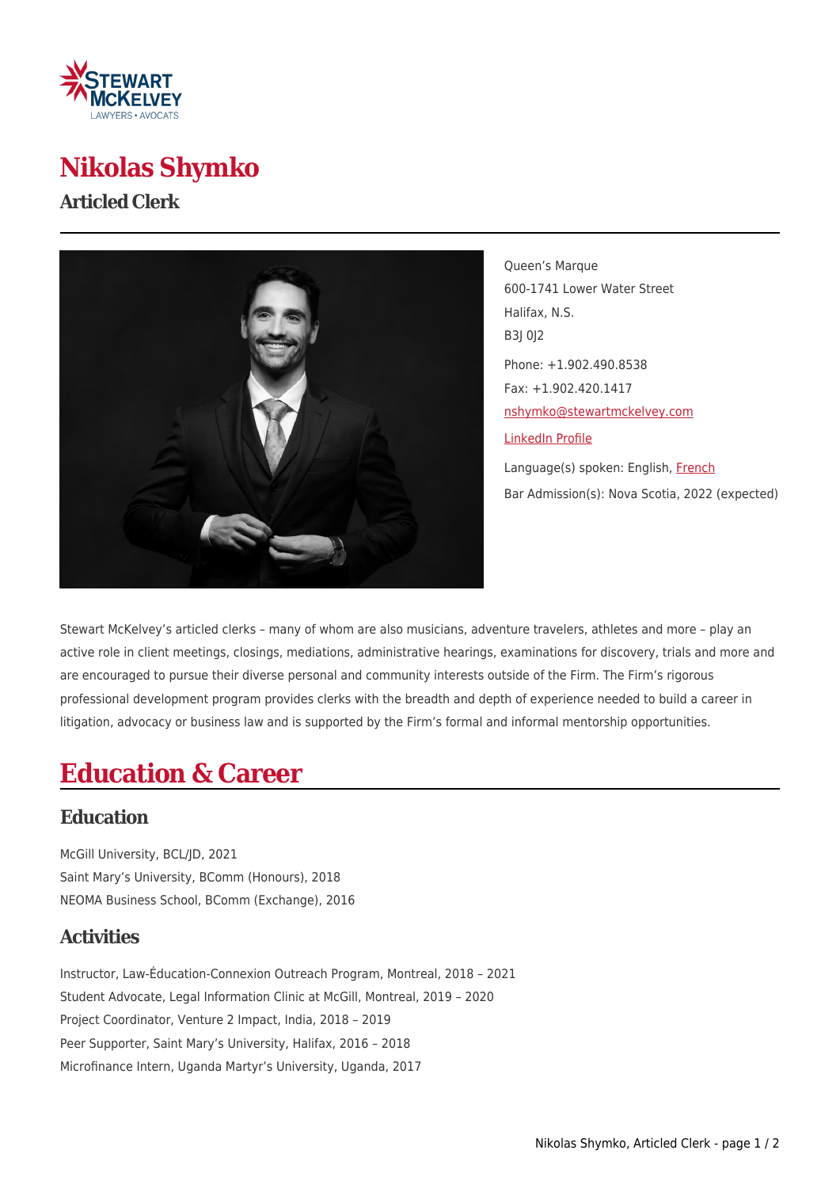# Nikolas Shymko

## Articled Clerk

Queen's Marque
600-1741 Lower Water Street
Halifax, N.S.
B3J 0J2

Phone: +1.902.490.8538
Fax: +1.902.420.1417
nshymko@stewartmckelvey.com

LinkedIn Profile

Language(s) spoken: English, French

Bar Admission(s): Nova Scotia, 2022 (expected)

Stewart McKelvey's articled clerks – many of whom are also musicians, adventure travelers, athletes and more – play an active role in client meetings, closings, mediations, administrative hearings, examinations for discovery, trials and more and are encouraged to pursue their diverse personal and community interests outside of the Firm. The Firm's rigorous professional development program provides clerks with the breadth and depth of experience needed to build a career in litigation, advocacy or business law and is supported by the Firm's formal and informal mentorship opportunities.

# Education & Career

## Education

McGill University, BCL/JD, 2021
Saint Mary's University, BComm (Honours), 2018
NEOMA Business School, BComm (Exchange), 2016

## Activities

Instructor, Law-Éducation-Connexion Outreach Program, Montreal, 2018 – 2021
Student Advocate, Legal Information Clinic at McGill, Montreal, 2019 – 2020
Project Coordinator, Venture 2 Impact, India, 2018 – 2019
Peer Supporter, Saint Mary's University, Halifax, 2016 – 2018
Microfinance Intern, Uganda Martyr's University, Uganda, 2017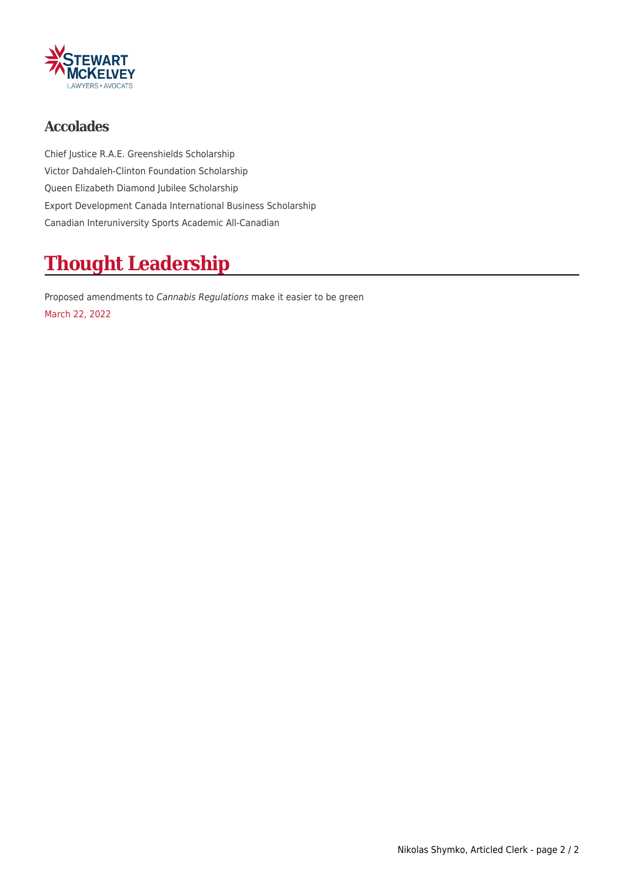## Accolades

Chief Justice R.A.E. Greenshields Scholarship
Victor Dahdaleh-Clinton Foundation Scholarship
Queen Elizabeth Diamond Jubilee Scholarship
Export Development Canada International Business Scholarship
Canadian Interuniversity Sports Academic All-Canadian

# Thought Leadership

Proposed amendments to *Cannabis Regulations* make it easier to be green
March 22, 2022